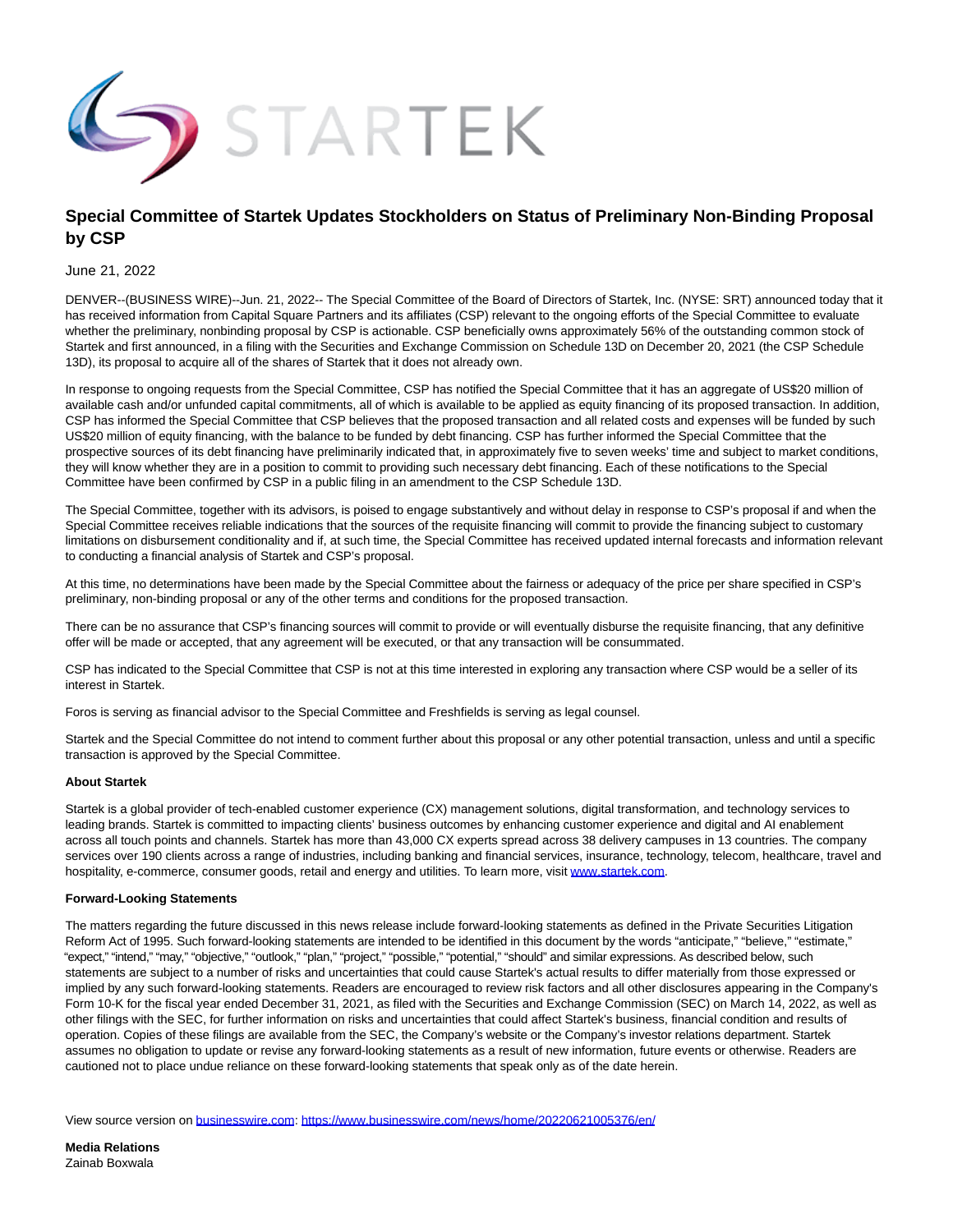STARTEK

# Special Committee of Startek Updates Stockholders on Status of Preliminary Non-Binding Proposal by CSP

June 21, 2022

DENVER--(BUSINESS WIRE)--Jun. 21, 2022-- The Special Committee of the Board of Directors of Startek, Inc. (NYSE: SRT) announced today that it has received information from Capital Square Partners and its affiliates (CSP) relevant to the ongoing efforts of the Special Committee to evaluate whether the preliminary, nonbinding proposal by CSP is actionable. CSP beneficially owns approximately 56% of the outstanding common stock of Startek and first announced, in a filing with the Securities and Exchange Commission on Schedule 13D on December 20, 2021 (the CSP Schedule 13D), its proposal to acquire all of the shares of Startek that it does not already own.

In response to ongoing requests from the Special Committee, CSP has notified the Special Committee that it has an aggregate of US$20 million of available cash and/or unfunded capital commitments, all of which is available to be applied as equity financing of its proposed transaction. In addition, CSP has informed the Special Committee that CSP believes that the proposed transaction and all related costs and expenses will be funded by such US$20 million of equity financing, with the balance to be funded by debt financing. CSP has further informed the Special Committee that the prospective sources of its debt financing have preliminarily indicated that, in approximately five to seven weeks' time and subject to market conditions, they will know whether they are in a position to commit to providing such necessary debt financing. Each of these notifications to the Special Committee have been confirmed by CSP in a public filing in an amendment to the CSP Schedule 13D.

The Special Committee, together with its advisors, is poised to engage substantively and without delay in response to CSP's proposal if and when the Special Committee receives reliable indications that the sources of the requisite financing will commit to provide the financing subject to customary limitations on disbursement conditionality and if, at such time, the Special Committee has received updated internal forecasts and information relevant to conducting a financial analysis of Startek and CSP's proposal.

At this time, no determinations have been made by the Special Committee about the fairness or adequacy of the price per share specified in CSP's preliminary, non-binding proposal or any of the other terms and conditions for the proposed transaction.

There can be no assurance that CSP's financing sources will commit to provide or will eventually disburse the requisite financing, that any definitive offer will be made or accepted, that any agreement will be executed, or that any transaction will be consummated.

CSP has indicated to the Special Committee that CSP is not at this time interested in exploring any transaction where CSP would be a seller of its interest in Startek.

Foros is serving as financial advisor to the Special Committee and Freshfields is serving as legal counsel.

Startek and the Special Committee do not intend to comment further about this proposal or any other potential transaction, unless and until a specific transaction is approved by the Special Committee.

**About Startek**

Startek is a global provider of tech-enabled customer experience (CX) management solutions, digital transformation, and technology services to leading brands. Startek is committed to impacting clients' business outcomes by enhancing customer experience and digital and AI enablement across all touch points and channels. Startek has more than 43,000 CX experts spread across 38 delivery campuses in 13 countries. The company services over 190 clients across a range of industries, including banking and financial services, insurance, technology, telecom, healthcare, travel and hospitality, e-commerce, consumer goods, retail and energy and utilities. To learn more, visit www.startek.com.

**Forward-Looking Statements**

The matters regarding the future discussed in this news release include forward-looking statements as defined in the Private Securities Litigation Reform Act of 1995. Such forward-looking statements are intended to be identified in this document by the words "anticipate," "believe," "estimate," "expect," "intend," "may," "objective," "outlook," "plan," "project," "possible," "potential," "should" and similar expressions. As described below, such statements are subject to a number of risks and uncertainties that could cause Startek's actual results to differ materially from those expressed or implied by any such forward-looking statements. Readers are encouraged to review risk factors and all other disclosures appearing in the Company's Form 10-K for the fiscal year ended December 31, 2021, as filed with the Securities and Exchange Commission (SEC) on March 14, 2022, as well as other filings with the SEC, for further information on risks and uncertainties that could affect Startek's business, financial condition and results of operation. Copies of these filings are available from the SEC, the Company's website or the Company's investor relations department. Startek assumes no obligation to update or revise any forward-looking statements as a result of new information, future events or otherwise. Readers are cautioned not to place undue reliance on these forward-looking statements that speak only as of the date herein.

View source version on businesswire.com: https://www.businesswire.com/news/home/20220621005376/en/

**Media Relations**
Zainab Boxwala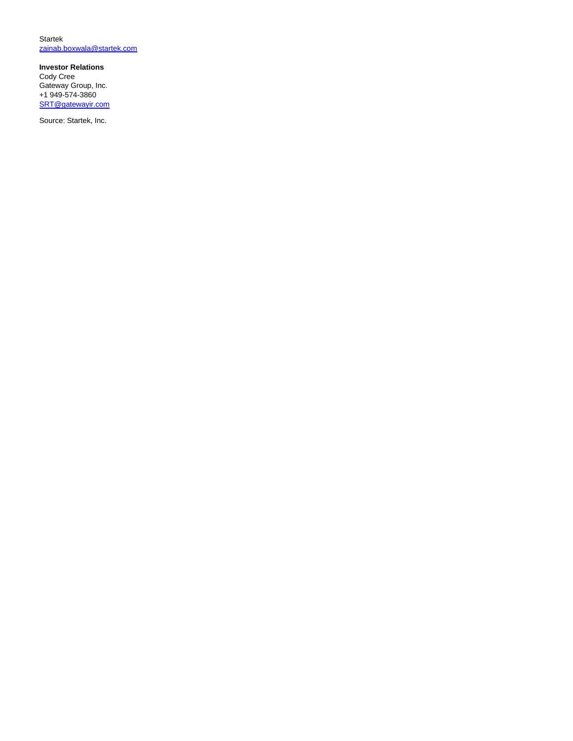Startek
zainab.boxwala@startek.com

**Investor Relations**
Cody Cree
Gateway Group, Inc.
+1 949-574-3860
SRT@gatewayir.com

Source: Startek, Inc.